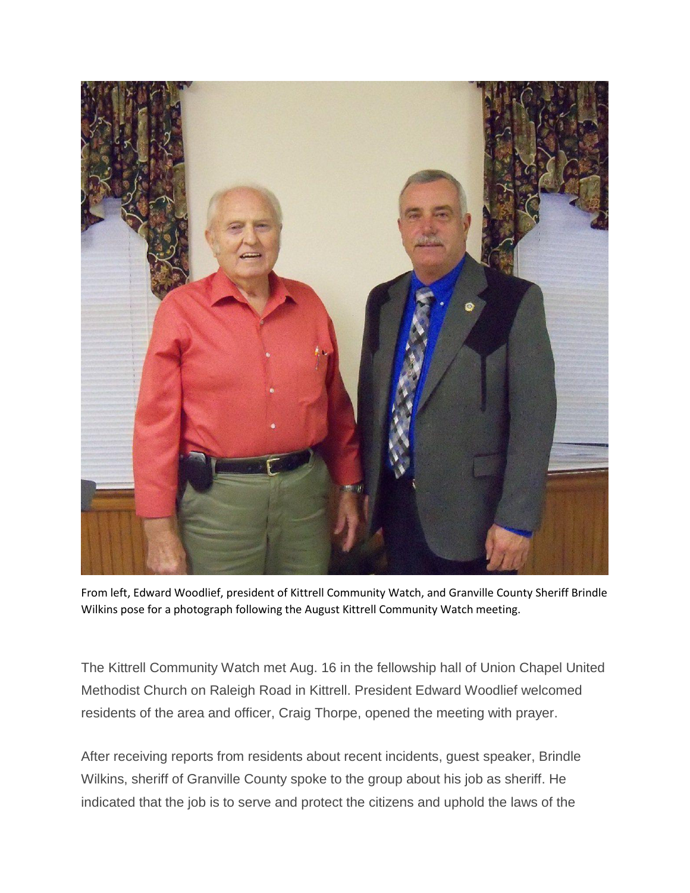From left, Edward Woodlief, president of Kittrell Community Watch, and Granville County Sheriff Brindle Wilkins pose for a photograph following the August Kittrell Community Watch meeting.

The Kittrell Community Watch met Aug. 16 in the fellowship hall of Union Chapel United Methodist Church on Raleigh Road in Kittrell. President Edward Woodlief welcomed residents of the area and officer, Craig Thorpe, opened the meeting with prayer.

After receiving reports from residents about recent incidents, guest speaker, Brindle Wilkins, sheriff of Granville County spoke to the group about his job as sheriff. He indicated that the job is to serve and protect the citizens and uphold the laws of the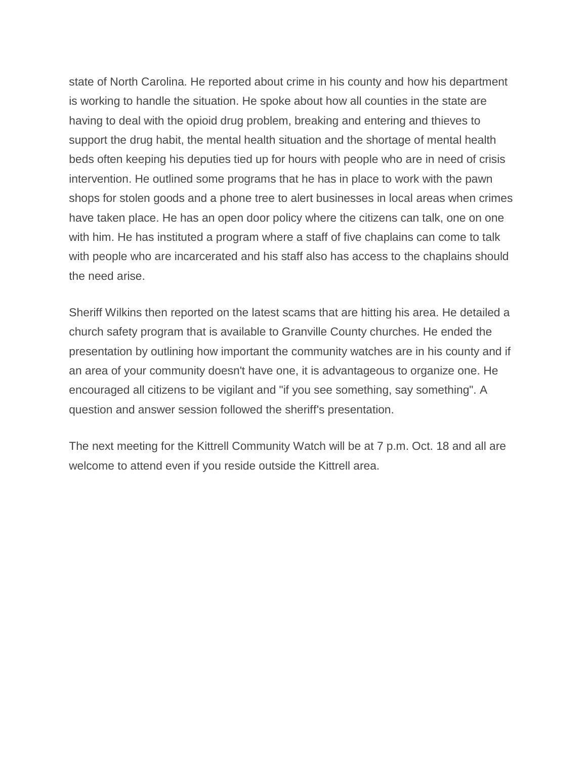state of North Carolina. He reported about crime in his county and how his department is working to handle the situation. He spoke about how all counties in the state are having to deal with the opioid drug problem, breaking and entering and thieves to support the drug habit, the mental health situation and the shortage of mental health beds often keeping his deputies tied up for hours with people who are in need of crisis intervention. He outlined some programs that he has in place to work with the pawn shops for stolen goods and a phone tree to alert businesses in local areas when crimes have taken place. He has an open door policy where the citizens can talk, one on one with him. He has instituted a program where a staff of five chaplains can come to talk with people who are incarcerated and his staff also has access to the chaplains should the need arise.

Sheriff Wilkins then reported on the latest scams that are hitting his area. He detailed a church safety program that is available to Granville County churches. He ended the presentation by outlining how important the community watches are in his county and if an area of your community doesn't have one, it is advantageous to organize one. He encouraged all citizens to be vigilant and "if you see something, say something". A question and answer session followed the sheriff's presentation.

The next meeting for the Kittrell Community Watch will be at 7 p.m. Oct. 18 and all are welcome to attend even if you reside outside the Kittrell area.